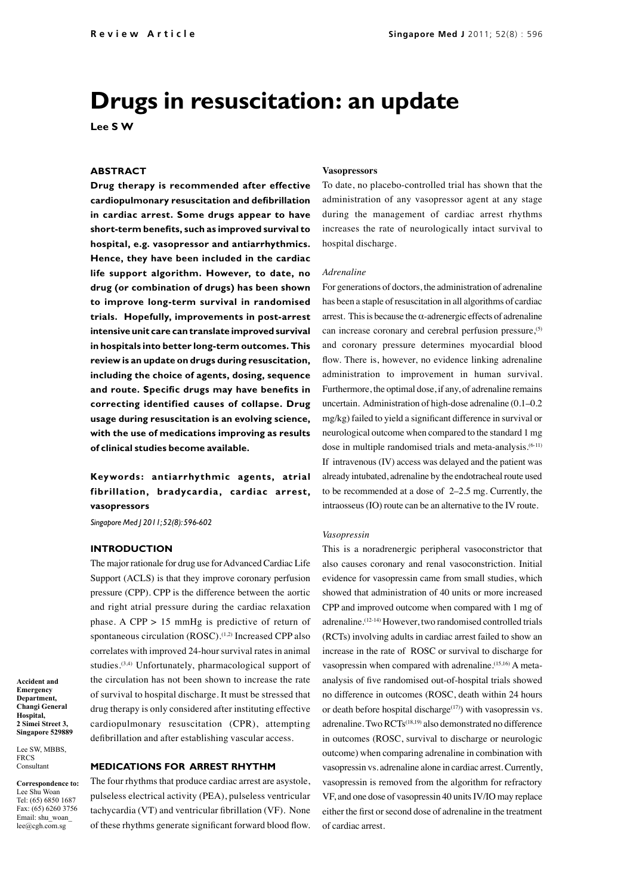# Drugs in resuscitation: an update

**Lee S W**

## ABSTRACT

**Drug therapy is recommended after effective cardiopulmonary resuscitation and defibrillation in cardiac arrest. Some drugs appear to have short-term benefits, such as improved survival to hospital, e.g. vasopressor and antiarrhythmics. Hence, they have been included in the cardiac life support algorithm. However, to date, no drug (or combination of drugs) has been shown to improve long-term survival in randomised trials. Hopefully, improvements in post-arrest intensive unit care can translate improved survival in hospitals into better long-term outcomes. This review is an update on drugs during resuscitation, including the choice of agents, dosing, sequence and route. Specific drugs may have benefits in correcting identified causes of collapse. Drug usage during resuscitation is an evolving science, with the use of medications improving as results of clinical studies become available.**

**Keywords: antiarrhythmic agents, atrial fibrillation, bradycardia, cardiac arrest, vasopressors**

*Singapore Med J 2011; 52(8): 596-602*

Accident and Emergency Department, Changi General Hospital, 2 Simei Street 3, Singapore 529889

Lee SW, MBBS, FRCS
Consultant

**Correspondence to:** Lee Shu Woan
Tel: (65) 6850 1687
Fax: (65) 6260 3756
Email: shu_woan_lee@cgh.com.sg

## INTRODUCTION

The major rationale for drug use for Advanced Cardiac Life Support (ACLS) is that they improve coronary perfusion pressure (CPP). CPP is the difference between the aortic and right atrial pressure during the cardiac relaxation phase. A CPP > 15 mmHg is predictive of return of spontaneous circulation (ROSC).[1,2] Increased CPP also correlates with improved 24-hour survival rates in animal studies.[3,4] Unfortunately, pharmacological support of the circulation has not been shown to increase the rate of survival to hospital discharge. It must be stressed that drug therapy is only considered after instituting effective cardiopulmonary resuscitation (CPR), attempting defibrillation and after establishing vascular access.

## MEDICATIONS FOR ARREST RHYTHM

The four rhythms that produce cardiac arrest are asystole, pulseless electrical activity (PEA), pulseless ventricular tachycardia (VT) and ventricular fibrillation (VF). None of these rhythms generate significant forward blood flow.

### Vasopressors

To date, no placebo-controlled trial has shown that the administration of any vasopressor agent at any stage during the management of cardiac arrest rhythms increases the rate of neurologically intact survival to hospital discharge.

#### *Adrenaline*

For generations of doctors, the administration of adrenaline has been a staple of resuscitation in all algorithms of cardiac arrest. This is because the $\alpha$-adrenergic effects of adrenaline can increase coronary and cerebral perfusion pressure,[5] and coronary pressure determines myocardial blood flow. There is, however, no evidence linking adrenaline administration to improvement in human survival. Furthermore, the optimal dose, if any, of adrenaline remains uncertain. Administration of high-dose adrenaline (0.1–0.2 mg/kg) failed to yield a significant difference in survival or neurological outcome when compared to the standard 1 mg dose in multiple randomised trials and meta-analysis.[6-11] If intravenous (IV) access was delayed and the patient was already intubated, adrenaline by the endotracheal route used to be recommended at a dose of 2–2.5 mg. Currently, the intraosseus (IO) route can be an alternative to the IV route.

#### *Vasopressin*

This is a noradrenergic peripheral vasoconstrictor that also causes coronary and renal vasoconstriction. Initial evidence for vasopressin came from small studies, which showed that administration of 40 units or more increased CPP and improved outcome when compared with 1 mg of adrenaline.[12-14] However, two randomised controlled trials (RCTs) involving adults in cardiac arrest failed to show an increase in the rate of ROSC or survival to discharge for vasopressin when compared with adrenaline.[15,16] A meta-analysis of five randomised out-of-hospital trials showed no difference in outcomes (ROSC, death within 24 hours or death before hospital discharge[17]) with vasopressin vs. adrenaline. Two RCTs[18,19] also demonstrated no difference in outcomes (ROSC, survival to discharge or neurologic outcome) when comparing adrenaline in combination with vasopressin vs. adrenaline alone in cardiac arrest. Currently, vasopressin is removed from the algorithm for refractory VF, and one dose of vasopressin 40 units IV/IO may replace either the first or second dose of adrenaline in the treatment of cardiac arrest.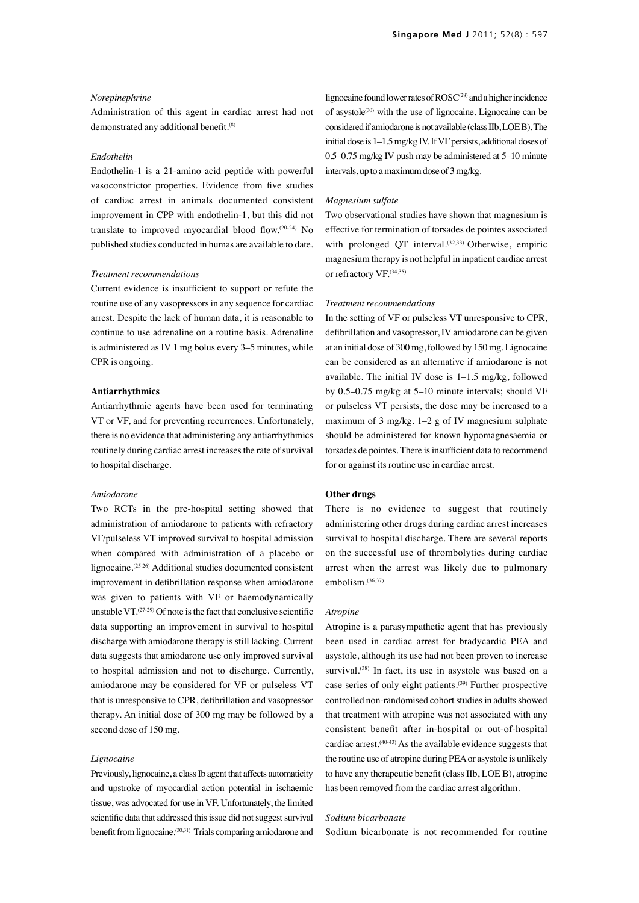*Norepinephrine*

Administration of this agent in cardiac arrest had not demonstrated any additional benefit.[8]

*Endothelin*

Endothelin-1 is a 21-amino acid peptide with powerful vasoconstrictor properties. Evidence from five studies of cardiac arrest in animals documented consistent improvement in CPP with endothelin-1, but this did not translate to improved myocardial blood flow.[20-24] No published studies conducted in humas are available to date.

*Treatment recommendations*

Current evidence is insufficient to support or refute the routine use of any vasopressors in any sequence for cardiac arrest. Despite the lack of human data, it is reasonable to continue to use adrenaline on a routine basis. Adrenaline is administered as IV 1 mg bolus every 3–5 minutes, while CPR is ongoing.

**Antiarrhythmics**

Antiarrhythmic agents have been used for terminating VT or VF, and for preventing recurrences. Unfortunately, there is no evidence that administering any antiarrhythmics routinely during cardiac arrest increases the rate of survival to hospital discharge.

*Amiodarone*

Two RCTs in the pre-hospital setting showed that administration of amiodarone to patients with refractory VF/pulseless VT improved survival to hospital admission when compared with administration of a placebo or lignocaine.[25,26] Additional studies documented consistent improvement in defibrillation response when amiodarone was given to patients with VF or haemodynamically unstable VT.[27-29] Of note is the fact that conclusive scientific data supporting an improvement in survival to hospital discharge with amiodarone therapy is still lacking. Current data suggests that amiodarone use only improved survival to hospital admission and not to discharge. Currently, amiodarone may be considered for VF or pulseless VT that is unresponsive to CPR, defibrillation and vasopressor therapy. An initial dose of 300 mg may be followed by a second dose of 150 mg.

*Lignocaine*

Previously, lignocaine, a class Ib agent that affects automaticity and upstroke of myocardial action potential in ischaemic tissue, was advocated for use in VF. Unfortunately, the limited scientific data that addressed this issue did not suggest survival benefit from lignocaine.[30,31] Trials comparing amiodarone and lignocaine found lower rates of ROSC[28] and a higher incidence of asystole[30] with the use of lignocaine. Lignocaine can be considered if amiodarone is not available (class IIb, LOE B). The initial dose is 1–1.5 mg/kg IV. If VF persists, additional doses of 0.5–0.75 mg/kg IV push may be administered at 5–10 minute intervals, up to a maximum dose of 3 mg/kg.

*Magnesium sulfate*

Two observational studies have shown that magnesium is effective for termination of torsades de pointes associated with prolonged QT interval.[32,33] Otherwise, empiric magnesium therapy is not helpful in inpatient cardiac arrest or refractory VF.[34,35]

*Treatment recommendations*

In the setting of VF or pulseless VT unresponsive to CPR, defibrillation and vasopressor, IV amiodarone can be given at an initial dose of 300 mg, followed by 150 mg. Lignocaine can be considered as an alternative if amiodarone is not available. The initial IV dose is 1–1.5 mg/kg, followed by 0.5–0.75 mg/kg at 5–10 minute intervals; should VF or pulseless VT persists, the dose may be increased to a maximum of 3 mg/kg. 1–2 g of IV magnesium sulphate should be administered for known hypomagnesaemia or torsades de pointes. There is insufficient data to recommend for or against its routine use in cardiac arrest.

**Other drugs**

There is no evidence to suggest that routinely administering other drugs during cardiac arrest increases survival to hospital discharge. There are several reports on the successful use of thrombolytics during cardiac arrest when the arrest was likely due to pulmonary embolism.[36,37]

*Atropine*

Atropine is a parasympathetic agent that has previously been used in cardiac arrest for bradycardic PEA and asystole, although its use had not been proven to increase survival.[38] In fact, its use in asystole was based on a case series of only eight patients.[39] Further prospective controlled non-randomised cohort studies in adults showed that treatment with atropine was not associated with any consistent benefit after in-hospital or out-of-hospital cardiac arrest.[40-43] As the available evidence suggests that the routine use of atropine during PEA or asystole is unlikely to have any therapeutic benefit (class IIb, LOE B), atropine has been removed from the cardiac arrest algorithm.

*Sodium bicarbonate*

Sodium bicarbonate is not recommended for routine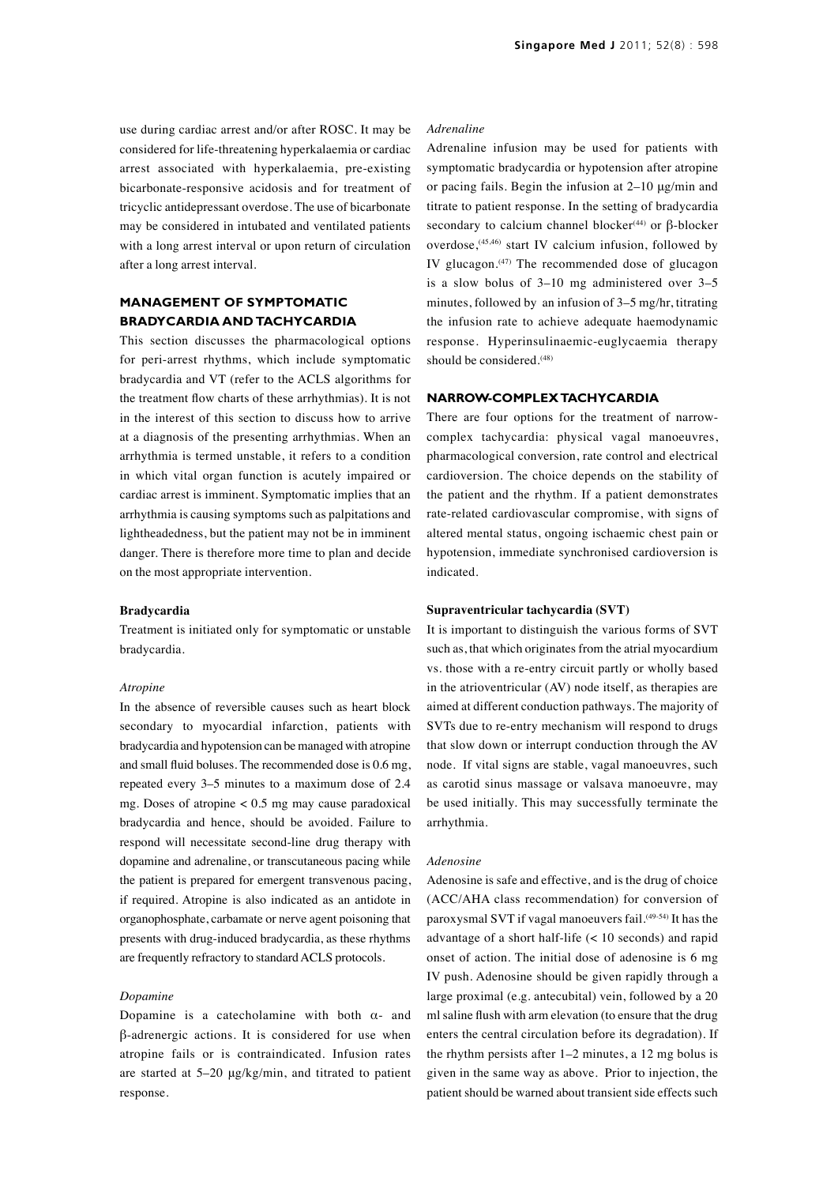use during cardiac arrest and/or after ROSC. It may be considered for life-threatening hyperkalaemia or cardiac arrest associated with hyperkalaemia, pre-existing bicarbonate-responsive acidosis and for treatment of tricyclic antidepressant overdose. The use of bicarbonate may be considered in intubated and ventilated patients with a long arrest interval or upon return of circulation after a long arrest interval.

## MANAGEMENT OF SYMPTOMATIC BRADYCARDIA AND TACHYCARDIA

This section discusses the pharmacological options for peri-arrest rhythms, which include symptomatic bradycardia and VT (refer to the ACLS algorithms for the treatment flow charts of these arrhythmias). It is not in the interest of this section to discuss how to arrive at a diagnosis of the presenting arrhythmias. When an arrhythmia is termed unstable, it refers to a condition in which vital organ function is acutely impaired or cardiac arrest is imminent. Symptomatic implies that an arrhythmia is causing symptoms such as palpitations and lightheadedness, but the patient may not be in imminent danger. There is therefore more time to plan and decide on the most appropriate intervention.

### Bradycardia

Treatment is initiated only for symptomatic or unstable bradycardia.

*Atropine*

In the absence of reversible causes such as heart block secondary to myocardial infarction, patients with bradycardia and hypotension can be managed with atropine and small fluid boluses. The recommended dose is 0.6 mg, repeated every 3–5 minutes to a maximum dose of 2.4 mg. Doses of atropine < 0.5 mg may cause paradoxical bradycardia and hence, should be avoided. Failure to respond will necessitate second-line drug therapy with dopamine and adrenaline, or transcutaneous pacing while the patient is prepared for emergent transvenous pacing, if required. Atropine is also indicated as an antidote in organophosphate, carbamate or nerve agent poisoning that presents with drug-induced bradycardia, as these rhythms are frequently refractory to standard ACLS protocols.

*Dopamine*

Dopamine is a catecholamine with both α- and β-adrenergic actions. It is considered for use when atropine fails or is contraindicated. Infusion rates are started at 5–20 μg/kg/min, and titrated to patient response.

*Adrenaline*

Adrenaline infusion may be used for patients with symptomatic bradycardia or hypotension after atropine or pacing fails. Begin the infusion at 2–10 μg/min and titrate to patient response. In the setting of bradycardia secondary to calcium channel blocker[44] or β-blocker overdose,[45,46] start IV calcium infusion, followed by IV glucagon.[47] The recommended dose of glucagon is a slow bolus of 3–10 mg administered over 3–5 minutes, followed by an infusion of 3–5 mg/hr, titrating the infusion rate to achieve adequate haemodynamic response. Hyperinsulinaemic-euglycaemia therapy should be considered.[48]

## NARROW-COMPLEX TACHYCARDIA

There are four options for the treatment of narrow-complex tachycardia: physical vagal manoeuvres, pharmacological conversion, rate control and electrical cardioversion. The choice depends on the stability of the patient and the rhythm. If a patient demonstrates rate-related cardiovascular compromise, with signs of altered mental status, ongoing ischaemic chest pain or hypotension, immediate synchronised cardioversion is indicated.

### Supraventricular tachycardia (SVT)

It is important to distinguish the various forms of SVT such as, that which originates from the atrial myocardium vs. those with a re-entry circuit partly or wholly based in the atrioventricular (AV) node itself, as therapies are aimed at different conduction pathways. The majority of SVTs due to re-entry mechanism will respond to drugs that slow down or interrupt conduction through the AV node. If vital signs are stable, vagal manoeuvres, such as carotid sinus massage or valsava manoeuvre, may be used initially. This may successfully terminate the arrhythmia.

*Adenosine*

Adenosine is safe and effective, and is the drug of choice (ACC/AHA class recommendation) for conversion of paroxysmal SVT if vagal manoeuvers fail.[49-54] It has the advantage of a short half-life (< 10 seconds) and rapid onset of action. The initial dose of adenosine is 6 mg IV push. Adenosine should be given rapidly through a large proximal (e.g. antecubital) vein, followed by a 20 ml saline flush with arm elevation (to ensure that the drug enters the central circulation before its degradation). If the rhythm persists after 1–2 minutes, a 12 mg bolus is given in the same way as above. Prior to injection, the patient should be warned about transient side effects such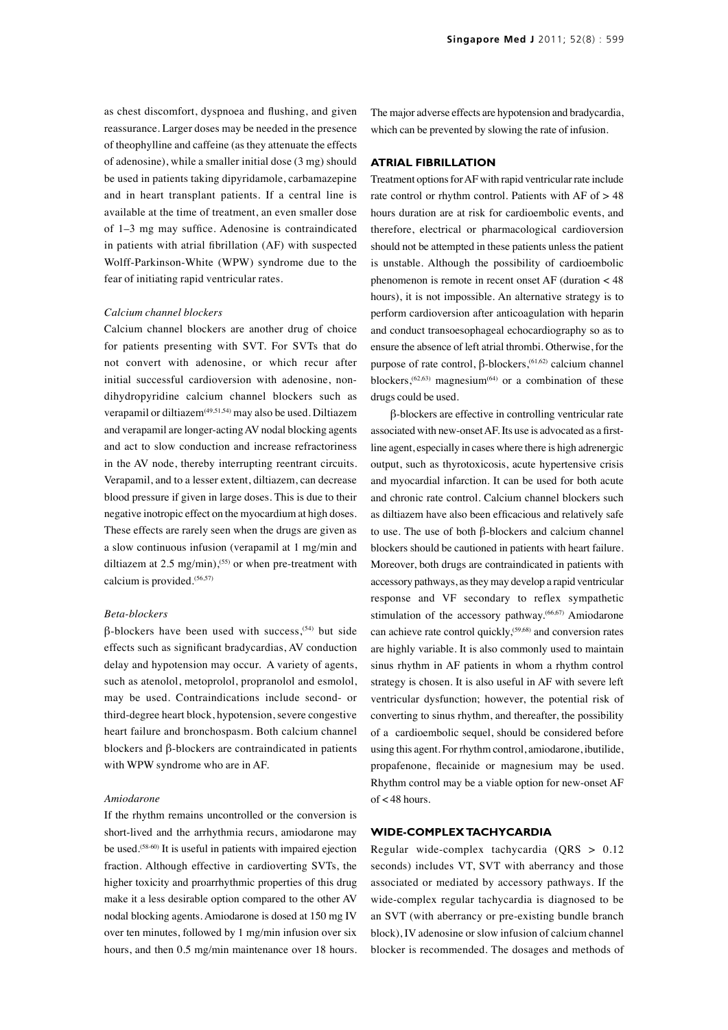as chest discomfort, dyspnoea and flushing, and given reassurance. Larger doses may be needed in the presence of theophylline and caffeine (as they attenuate the effects of adenosine), while a smaller initial dose (3 mg) should be used in patients taking dipyridamole, carbamazepine and in heart transplant patients. If a central line is available at the time of treatment, an even smaller dose of 1–3 mg may suffice. Adenosine is contraindicated in patients with atrial fibrillation (AF) with suspected Wolff-Parkinson-White (WPW) syndrome due to the fear of initiating rapid ventricular rates.

*Calcium channel blockers*

Calcium channel blockers are another drug of choice for patients presenting with SVT. For SVTs that do not convert with adenosine, or which recur after initial successful cardioversion with adenosine, non-dihydropyridine calcium channel blockers such as verapamil or diltiazem[49,51,54] may also be used. Diltiazem and verapamil are longer-acting AV nodal blocking agents and act to slow conduction and increase refractoriness in the AV node, thereby interrupting reentrant circuits. Verapamil, and to a lesser extent, diltiazem, can decrease blood pressure if given in large doses. This is due to their negative inotropic effect on the myocardium at high doses. These effects are rarely seen when the drugs are given as a slow continuous infusion (verapamil at 1 mg/min and diltiazem at 2.5 mg/min),[55] or when pre-treatment with calcium is provided.[56,57]

*Beta-blockers*

β-blockers have been used with success,[54] but side effects such as significant bradycardias, AV conduction delay and hypotension may occur. A variety of agents, such as atenolol, metoprolol, propranolol and esmolol, may be used. Contraindications include second- or third-degree heart block, hypotension, severe congestive heart failure and bronchospasm. Both calcium channel blockers and β-blockers are contraindicated in patients with WPW syndrome who are in AF.

*Amiodarone*

If the rhythm remains uncontrolled or the conversion is short-lived and the arrhythmia recurs, amiodarone may be used.[58-60] It is useful in patients with impaired ejection fraction. Although effective in cardioverting SVTs, the higher toxicity and proarrhythmic properties of this drug make it a less desirable option compared to the other AV nodal blocking agents. Amiodarone is dosed at 150 mg IV over ten minutes, followed by 1 mg/min infusion over six hours, and then 0.5 mg/min maintenance over 18 hours. The major adverse effects are hypotension and bradycardia, which can be prevented by slowing the rate of infusion.

## ATRIAL FIBRILLATION

Treatment options for AF with rapid ventricular rate include rate control or rhythm control. Patients with AF of > 48 hours duration are at risk for cardioembolic events, and therefore, electrical or pharmacological cardioversion should not be attempted in these patients unless the patient is unstable. Although the possibility of cardioembolic phenomenon is remote in recent onset AF (duration < 48 hours), it is not impossible. An alternative strategy is to perform cardioversion after anticoagulation with heparin and conduct transoesophageal echocardiography so as to ensure the absence of left atrial thrombi. Otherwise, for the purpose of rate control, β-blockers,[61,62] calcium channel blockers,[62,63] magnesium[64] or a combination of these drugs could be used.

β-blockers are effective in controlling ventricular rate associated with new-onset AF. Its use is advocated as a first-line agent, especially in cases where there is high adrenergic output, such as thyrotoxicosis, acute hypertensive crisis and myocardial infarction. It can be used for both acute and chronic rate control. Calcium channel blockers such as diltiazem have also been efficacious and relatively safe to use. The use of both β-blockers and calcium channel blockers should be cautioned in patients with heart failure. Moreover, both drugs are contraindicated in patients with accessory pathways, as they may develop a rapid ventricular response and VF secondary to reflex sympathetic stimulation of the accessory pathway.[66,67] Amiodarone can achieve rate control quickly,[59,68] and conversion rates are highly variable. It is also commonly used to maintain sinus rhythm in AF patients in whom a rhythm control strategy is chosen. It is also useful in AF with severe left ventricular dysfunction; however, the potential risk of converting to sinus rhythm, and thereafter, the possibility of a cardioembolic sequel, should be considered before using this agent. For rhythm control, amiodarone, ibutilide, propafenone, flecainide or magnesium may be used. Rhythm control may be a viable option for new-onset AF of < 48 hours.

## WIDE-COMPLEX TACHYCARDIA

Regular wide-complex tachycardia (QRS > 0.12 seconds) includes VT, SVT with aberrancy and those associated or mediated by accessory pathways. If the wide-complex regular tachycardia is diagnosed to be an SVT (with aberrancy or pre-existing bundle branch block), IV adenosine or slow infusion of calcium channel blocker is recommended. The dosages and methods of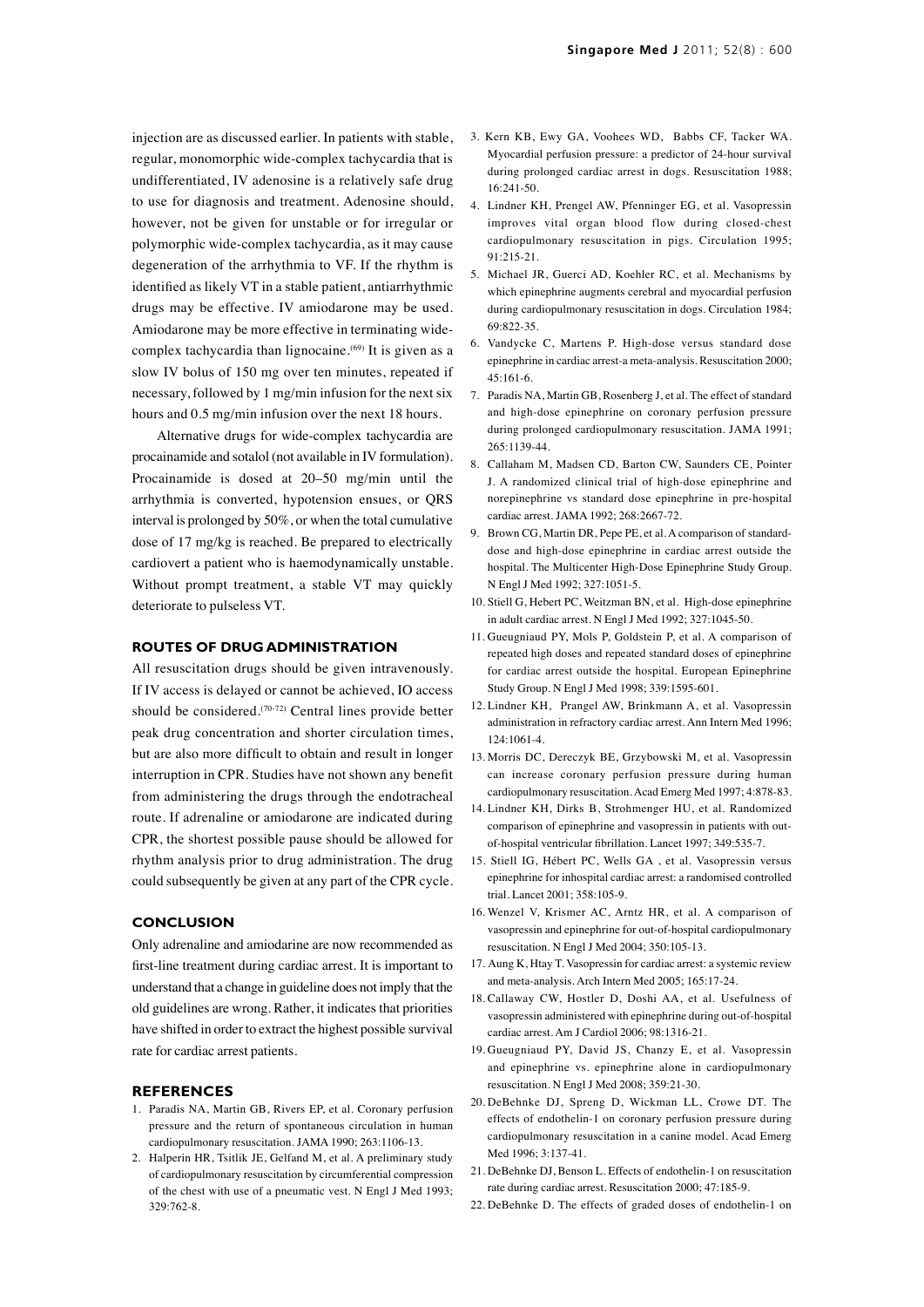injection are as discussed earlier. In patients with stable, regular, monomorphic wide-complex tachycardia that is undifferentiated, IV adenosine is a relatively safe drug to use for diagnosis and treatment. Adenosine should, however, not be given for unstable or for irregular or polymorphic wide-complex tachycardia, as it may cause degeneration of the arrhythmia to VF. If the rhythm is identified as likely VT in a stable patient, antiarrhythmic drugs may be effective. IV amiodarone may be used. Amiodarone may be more effective in terminating wide-complex tachycardia than lignocaine.[69] It is given as a slow IV bolus of 150 mg over ten minutes, repeated if necessary, followed by 1 mg/min infusion for the next six hours and 0.5 mg/min infusion over the next 18 hours.

Alternative drugs for wide-complex tachycardia are procainamide and sotalol (not available in IV formulation). Procainamide is dosed at 20–50 mg/min until the arrhythmia is converted, hypotension ensues, or QRS interval is prolonged by 50%, or when the total cumulative dose of 17 mg/kg is reached. Be prepared to electrically cardiovert a patient who is haemodynamically unstable. Without prompt treatment, a stable VT may quickly deteriorate to pulseless VT.

## ROUTES OF DRUG ADMINISTRATION

All resuscitation drugs should be given intravenously. If IV access is delayed or cannot be achieved, IO access should be considered.[70-72] Central lines provide better peak drug concentration and shorter circulation times, but are also more difficult to obtain and result in longer interruption in CPR. Studies have not shown any benefit from administering the drugs through the endotracheal route. If adrenaline or amiodarone are indicated during CPR, the shortest possible pause should be allowed for rhythm analysis prior to drug administration. The drug could subsequently be given at any part of the CPR cycle.

## CONCLUSION

Only adrenaline and amiodarine are now recommended as first-line treatment during cardiac arrest. It is important to understand that a change in guideline does not imply that the old guidelines are wrong. Rather, it indicates that priorities have shifted in order to extract the highest possible survival rate for cardiac arrest patients.

## REFERENCES

1. Paradis NA, Martin GB, Rivers EP, et al. Coronary perfusion pressure and the return of spontaneous circulation in human cardiopulmonary resuscitation. JAMA 1990; 263:1106-13.
2. Halperin HR, Tsitlik JE, Gelfand M, et al. A preliminary study of cardiopulmonary resuscitation by circumferential compression of the chest with use of a pneumatic vest. N Engl J Med 1993; 329:762-8.
3. Kern KB, Ewy GA, Voohees WD, Babbs CF, Tacker WA. Myocardial perfusion pressure: a predictor of 24-hour survival during prolonged cardiac arrest in dogs. Resuscitation 1988; 16:241-50.
4. Lindner KH, Prengel AW, Pfenninger EG, et al. Vasopressin improves vital organ blood flow during closed-chest cardiopulmonary resuscitation in pigs. Circulation 1995; 91:215-21.
5. Michael JR, Guerci AD, Koehler RC, et al. Mechanisms by which epinephrine augments cerebral and myocardial perfusion during cardiopulmonary resuscitation in dogs. Circulation 1984; 69:822-35.
6. Vandycke C, Martens P. High-dose versus standard dose epinephrine in cardiac arrest-a meta-analysis. Resuscitation 2000; 45:161-6.
7. Paradis NA, Martin GB, Rosenberg J, et al. The effect of standard and high-dose epinephrine on coronary perfusion pressure during prolonged cardiopulmonary resuscitation. JAMA 1991; 265:1139-44.
8. Callaham M, Madsen CD, Barton CW, Saunders CE, Pointer J. A randomized clinical trial of high-dose epinephrine and norepinephrine vs standard dose epinephrine in pre-hospital cardiac arrest. JAMA 1992; 268:2667-72.
9. Brown CG, Martin DR, Pepe PE, et al. A comparison of standard-dose and high-dose epinephrine in cardiac arrest outside the hospital. The Multicenter High-Dose Epinephrine Study Group. N Engl J Med 1992; 327:1051-5.
10. Stiell G, Hebert PC, Weitzman BN, et al. High-dose epinephrine in adult cardiac arrest. N Engl J Med 1992; 327:1045-50.
11. Gueugniaud PY, Mols P, Goldstein P, et al. A comparison of repeated high doses and repeated standard doses of epinephrine for cardiac arrest outside the hospital. European Epinephrine Study Group. N Engl J Med 1998; 339:1595-601.
12. Lindner KH, Prangel AW, Brinkmann A, et al. Vasopressin administration in refractory cardiac arrest. Ann Intern Med 1996; 124:1061-4.
13. Morris DC, Dereczyk BE, Grzybowski M, et al. Vasopressin can increase coronary perfusion pressure during human cardiopulmonary resuscitation. Acad Emerg Med 1997; 4:878-83.
14. Lindner KH, Dirks B, Strohmenger HU, et al. Randomized comparison of epinephrine and vasopressin in patients with out-of-hospital ventricular fibrillation. Lancet 1997; 349:535-7.
15. Stiell IG, Hébert PC, Wells GA , et al. Vasopressin versus epinephrine for inhospital cardiac arrest: a randomised controlled trial. Lancet 2001; 358:105-9.
16. Wenzel V, Krismer AC, Arntz HR, et al. A comparison of vasopressin and epinephrine for out-of-hospital cardiopulmonary resuscitation. N Engl J Med 2004; 350:105-13.
17. Aung K, Htay T. Vasopressin for cardiac arrest: a systemic review and meta-analysis. Arch Intern Med 2005; 165:17-24.
18. Callaway CW, Hostler D, Doshi AA, et al. Usefulness of vasopressin administered with epinephrine during out-of-hospital cardiac arrest. Am J Cardiol 2006; 98:1316-21.
19. Gueugniaud PY, David JS, Chanzy E, et al. Vasopressin and epinephrine vs. epinephrine alone in cardiopulmonary resuscitation. N Engl J Med 2008; 359:21-30.
20. DeBehnke DJ, Spreng D, Wickman LL, Crowe DT. The effects of endothelin-1 on coronary perfusion pressure during cardiopulmonary resuscitation in a canine model. Acad Emerg Med 1996; 3:137-41.
21. DeBehnke DJ, Benson L. Effects of endothelin-1 on resuscitation rate during cardiac arrest. Resuscitation 2000; 47:185-9.
22. DeBehnke D. The effects of graded doses of endothelin-1 on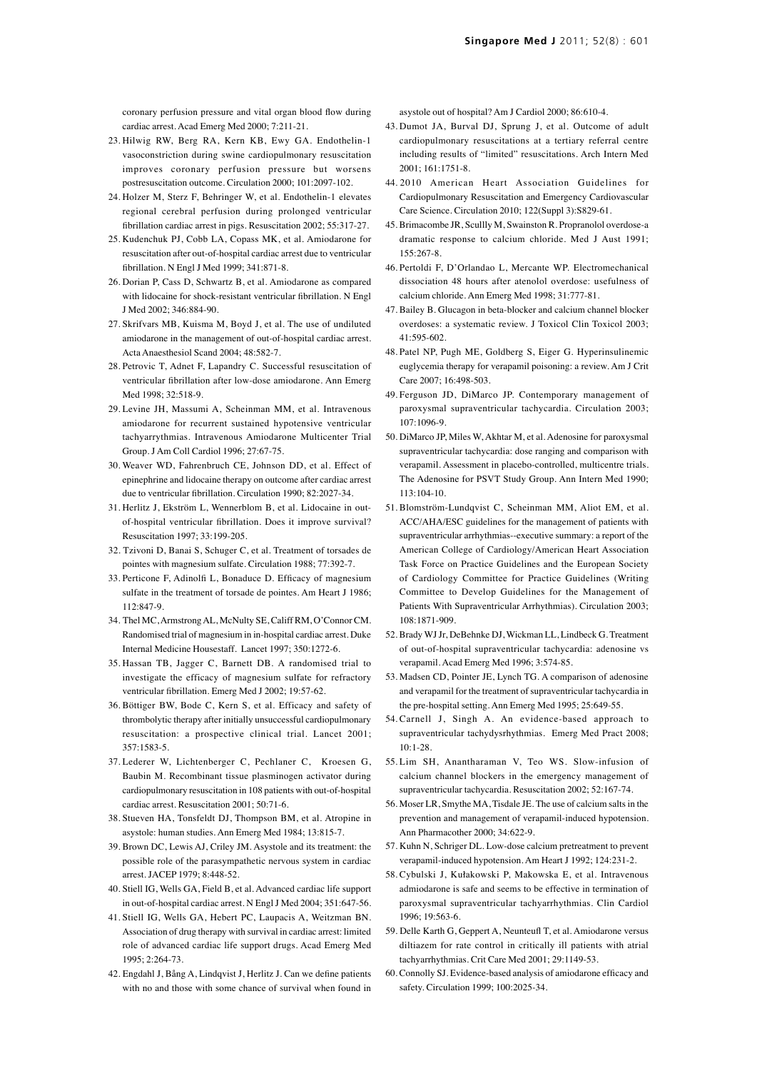coronary perfusion pressure and vital organ blood flow during cardiac arrest. Acad Emerg Med 2000; 7:211-21.

23. Hilwig RW, Berg RA, Kern KB, Ewy GA. Endothelin-1 vasoconstriction during swine cardiopulmonary resuscitation improves coronary perfusion pressure but worsens postresuscitation outcome. Circulation 2000; 101:2097-102.
24. Holzer M, Sterz F, Behringer W, et al. Endothelin-1 elevates regional cerebral perfusion during prolonged ventricular fibrillation cardiac arrest in pigs. Resuscitation 2002; 55:317-27.
25. Kudenchuk PJ, Cobb LA, Copass MK, et al. Amiodarone for resuscitation after out-of-hospital cardiac arrest due to ventricular fibrillation. N Engl J Med 1999; 341:871-8.
26. Dorian P, Cass D, Schwartz B, et al. Amiodarone as compared with lidocaine for shock-resistant ventricular fibrillation. N Engl J Med 2002; 346:884-90.
27. Skrifvars MB, Kuisma M, Boyd J, et al. The use of undiluted amiodarone in the management of out-of-hospital cardiac arrest. Acta Anaesthesiol Scand 2004; 48:582-7.
28. Petrovic T, Adnet F, Lapandry C. Successful resuscitation of ventricular fibrillation after low-dose amiodarone. Ann Emerg Med 1998; 32:518-9.
29. Levine JH, Massumi A, Scheinman MM, et al. Intravenous amiodarone for recurrent sustained hypotensive ventricular tachyarrythmias. Intravenous Amiodarone Multicenter Trial Group. J Am Coll Cardiol 1996; 27:67-75.
30. Weaver WD, Fahrenbruch CE, Johnson DD, et al. Effect of epinephrine and lidocaine therapy on outcome after cardiac arrest due to ventricular fibrillation. Circulation 1990; 82:2027-34.
31. Herlitz J, Ekström L, Wennerblom B, et al. Lidocaine in out-of-hospital ventricular fibrillation. Does it improve survival? Resuscitation 1997; 33:199-205.
32. Tzivoni D, Banai S, Schuger C, et al. Treatment of torsades de pointes with magnesium sulfate. Circulation 1988; 77:392-7.
33. Perticone F, Adinolfi L, Bonaduce D. Efficacy of magnesium sulfate in the treatment of torsade de pointes. Am Heart J 1986; 112:847-9.
34. Thel MC, Armstrong AL, McNulty SE, Califf RM, O'Connor CM. Randomised trial of magnesium in in-hospital cardiac arrest. Duke Internal Medicine Housestaff. Lancet 1997; 350:1272-6.
35. Hassan TB, Jagger C, Barnett DB. A randomised trial to investigate the efficacy of magnesium sulfate for refractory ventricular fibrillation. Emerg Med J 2002; 19:57-62.
36. Böttiger BW, Bode C, Kern S, et al. Efficacy and safety of thrombolytic therapy after initially unsuccessful cardiopulmonary resuscitation: a prospective clinical trial. Lancet 2001; 357:1583-5.
37. Lederer W, Lichtenberger C, Pechlaner C, Kroesen G, Baubin M. Recombinant tissue plasminogen activator during cardiopulmonary resuscitation in 108 patients with out-of-hospital cardiac arrest. Resuscitation 2001; 50:71-6.
38. Stueven HA, Tonsfeldt DJ, Thompson BM, et al. Atropine in asystole: human studies. Ann Emerg Med 1984; 13:815-7.
39. Brown DC, Lewis AJ, Criley JM. Asystole and its treatment: the possible role of the parasympathetic nervous system in cardiac arrest. JACEP 1979; 8:448-52.
40. Stiell IG, Wells GA, Field B, et al. Advanced cardiac life support in out-of-hospital cardiac arrest. N Engl J Med 2004; 351:647-56.
41. Stiell IG, Wells GA, Hebert PC, Laupacis A, Weitzman BN. Association of drug therapy with survival in cardiac arrest: limited role of advanced cardiac life support drugs. Acad Emerg Med 1995; 2:264-73.
42. Engdahl J, Bång A, Lindqvist J, Herlitz J. Can we define patients with no and those with some chance of survival when found in asystole out of hospital? Am J Cardiol 2000; 86:610-4.
43. Dumot JA, Burval DJ, Sprung J, et al. Outcome of adult cardiopulmonary resuscitations at a tertiary referral centre including results of "limited" resuscitations. Arch Intern Med 2001; 161:1751-8.
44. 2010 American Heart Association Guidelines for Cardiopulmonary Resuscitation and Emergency Cardiovascular Care Science. Circulation 2010; 122(Suppl 3):S829-61.
45. Brimacombe JR, Scullly M, Swainston R. Propranolol overdose-a dramatic response to calcium chloride. Med J Aust 1991; 155:267-8.
46. Pertoldi F, D'Orlandao L, Mercante WP. Electromechanical dissociation 48 hours after atenolol overdose: usefulness of calcium chloride. Ann Emerg Med 1998; 31:777-81.
47. Bailey B. Glucagon in beta-blocker and calcium channel blocker overdoses: a systematic review. J Toxicol Clin Toxicol 2003; 41:595-602.
48. Patel NP, Pugh ME, Goldberg S, Eiger G. Hyperinsulinemic euglycemia therapy for verapamil poisoning: a review. Am J Crit Care 2007; 16:498-503.
49. Ferguson JD, DiMarco JP. Contemporary management of paroxysmal supraventricular tachycardia. Circulation 2003; 107:1096-9.
50. DiMarco JP, Miles W, Akhtar M, et al. Adenosine for paroxysmal supraventricular tachycardia: dose ranging and comparison with verapamil. Assessment in placebo-controlled, multicentre trials. The Adenosine for PSVT Study Group. Ann Intern Med 1990; 113:104-10.
51. Blomström-Lundqvist C, Scheinman MM, Aliot EM, et al. ACC/AHA/ESC guidelines for the management of patients with supraventricular arrhythmias--executive summary: a report of the American College of Cardiology/American Heart Association Task Force on Practice Guidelines and the European Society of Cardiology Committee for Practice Guidelines (Writing Committee to Develop Guidelines for the Management of Patients With Supraventricular Arrhythmias). Circulation 2003; 108:1871-909.
52. Brady WJ Jr, DeBehnke DJ, Wickman LL, Lindbeck G. Treatment of out-of-hospital supraventricular tachycardia: adenosine vs verapamil. Acad Emerg Med 1996; 3:574-85.
53. Madsen CD, Pointer JE, Lynch TG. A comparison of adenosine and verapamil for the treatment of supraventricular tachycardia in the pre-hospital setting. Ann Emerg Med 1995; 25:649-55.
54. Carnell J, Singh A. An evidence-based approach to supraventricular tachydysrhythmias. Emerg Med Pract 2008; 10:1-28.
55. Lim SH, Anantharaman V, Teo WS. Slow-infusion of calcium channel blockers in the emergency management of supraventricular tachycardia. Resuscitation 2002; 52:167-74.
56. Moser LR, Smythe MA, Tisdale JE. The use of calcium salts in the prevention and management of verapamil-induced hypotension. Ann Pharmacother 2000; 34:622-9.
57. Kuhn N, Schriger DL. Low-dose calcium pretreatment to prevent verapamil-induced hypotension. Am Heart J 1992; 124:231-2.
58. Cybulski J, Kułakowski P, Makowska E, et al. Intravenous admiodarone is safe and seems to be effective in termination of paroxysmal supraventricular tachyarrhythmias. Clin Cardiol 1996; 19:563-6.
59. Delle Karth G, Geppert A, Neunteufl T, et al. Amiodarone versus diltiazem for rate control in critically ill patients with atrial tachyarrhythmias. Crit Care Med 2001; 29:1149-53.
60. Connolly SJ. Evidence-based analysis of amiodarone efficacy and safety. Circulation 1999; 100:2025-34.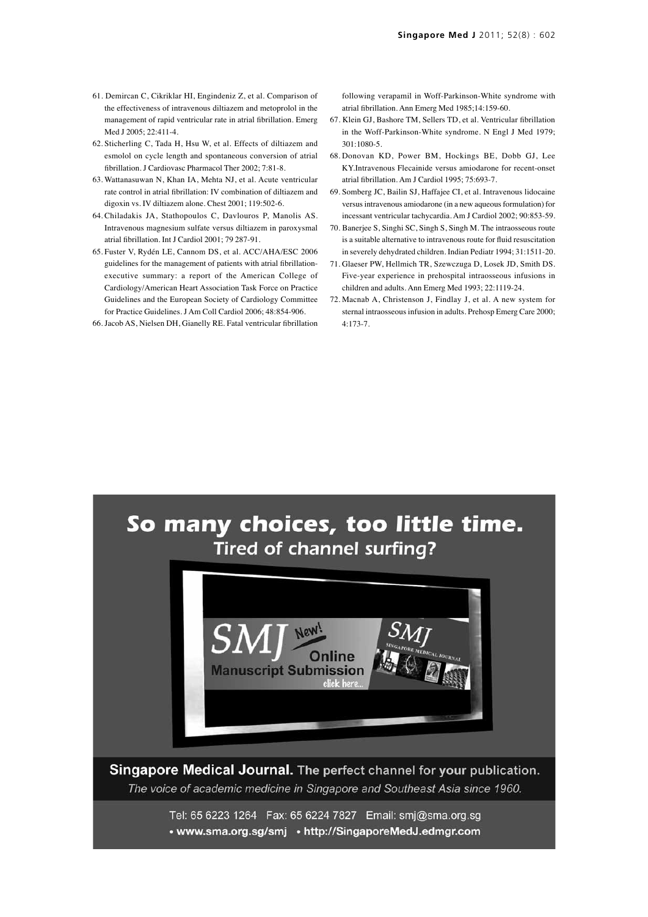61. Demircan C, Cikriklar HI, Engindeniz Z, et al. Comparison of the effectiveness of intravenous diltiazem and metoprolol in the management of rapid ventricular rate in atrial fibrillation. Emerg Med J 2005; 22:411-4.
62. Sticherling C, Tada H, Hsu W, et al. Effects of diltiazem and esmolol on cycle length and spontaneous conversion of atrial fibrillation. J Cardiovasc Pharmacol Ther 2002; 7:81-8.
63. Wattanasuwan N, Khan IA, Mehta NJ, et al. Acute ventricular rate control in atrial fibrillation: IV combination of diltiazem and digoxin vs. IV diltiazem alone. Chest 2001; 119:502-6.
64. Chiladakis JA, Stathopoulos C, Davlouros P, Manolis AS. Intravenous magnesium sulfate versus diltiazem in paroxysmal atrial fibrillation. Int J Cardiol 2001; 79 287-91.
65. Fuster V, Rydén LE, Cannom DS, et al. ACC/AHA/ESC 2006 guidelines for the management of patients with atrial fibrillation-executive summary: a report of the American College of Cardiology/American Heart Association Task Force on Practice Guidelines and the European Society of Cardiology Committee for Practice Guidelines. J Am Coll Cardiol 2006; 48:854-906.
66. Jacob AS, Nielsen DH, Gianelly RE. Fatal ventricular fibrillation following verapamil in Woff-Parkinson-White syndrome with atrial fibrillation. Ann Emerg Med 1985;14:159-60.
67. Klein GJ, Bashore TM, Sellers TD, et al. Ventricular fibrillation in the Woff-Parkinson-White syndrome. N Engl J Med 1979; 301:1080-5.
68. Donovan KD, Power BM, Hockings BE, Dobb GJ, Lee KY.Intravenous Flecainide versus amiodarone for recent-onset atrial fibrillation. Am J Cardiol 1995; 75:693-7.
69. Somberg JC, Bailin SJ, Haffajee CI, et al. Intravenous lidocaine versus intravenous amiodarone (in a new aqueous formulation) for incessant ventricular tachycardia. Am J Cardiol 2002; 90:853-59.
70. Banerjee S, Singhi SC, Singh S, Singh M. The intraosseous route is a suitable alternative to intravenous route for fluid resuscitation in severely dehydrated children. Indian Pediatr 1994; 31:1511-20.
71. Glaeser PW, Hellmich TR, Szewczuga D, Losek JD, Smith DS. Five-year experience in prehospital intraosseous infusions in children and adults. Ann Emerg Med 1993; 22:1119-24.
72. Macnab A, Christenson J, Findlay J, et al. A new system for sternal intraosseous infusion in adults. Prehosp Emerg Care 2000; 4:173-7.

So many choices, too little time.
Tired of channel surfing?

SMJ New! Online Manuscript Submission click here...

Singapore Medical Journal. The perfect channel for your publication.
The voice of academic medicine in Singapore and Southeast Asia since 1960.

Tel: 65 6223 1264 Fax: 65 6224 7827 Email: smj@sma.org.sg
• www.sma.org.sg/smj • http://SingaporeMedJ.edmgr.com